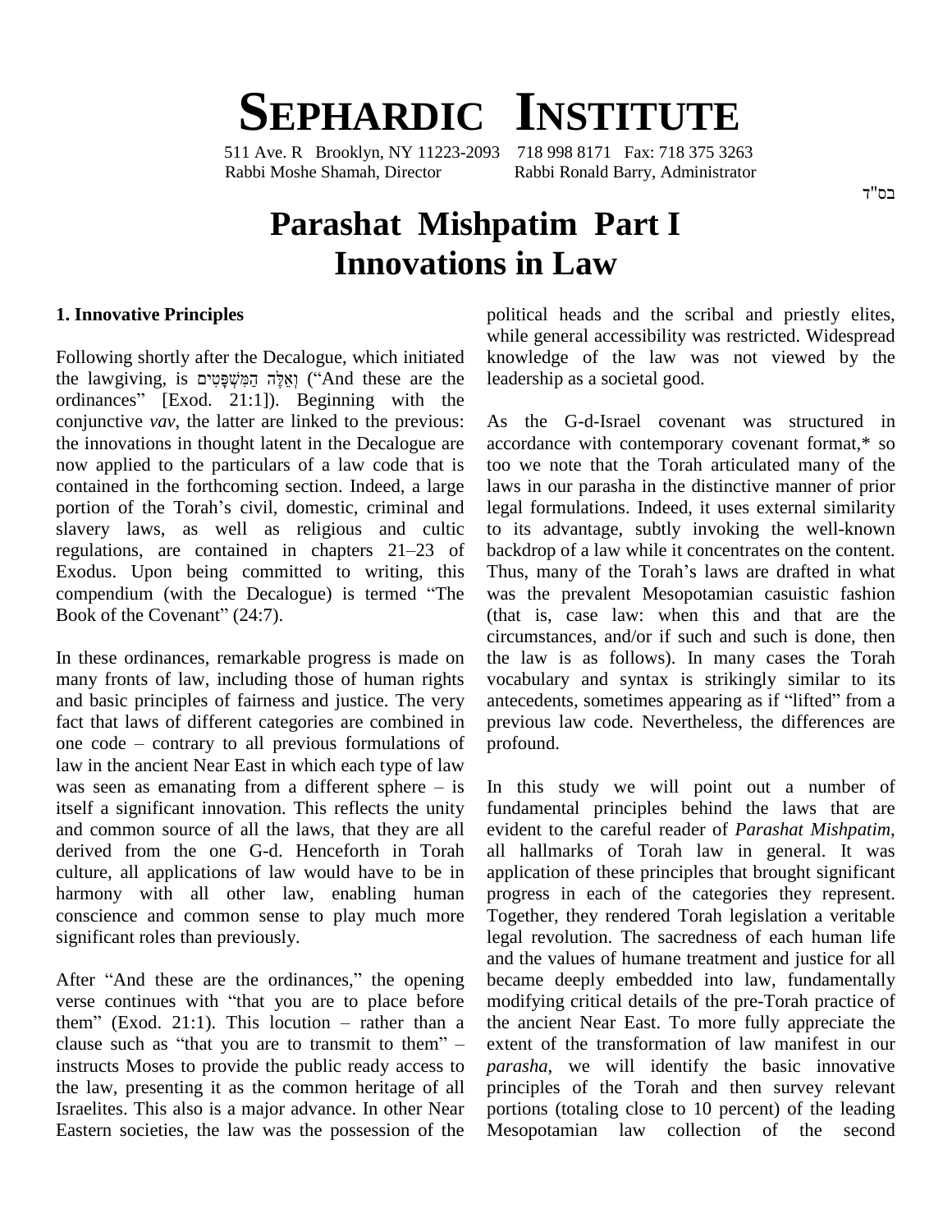# SEPHARDIC INSTITUTE

511 Ave. R Brooklyn, NY 11223-2093 718 998 8171 Fax: 718 375 3263
Rabbi Moshe Shamah, Director Rabbi Ronald Barry, Administrator

בס"ד

# Parashat Mishpatim Part I
# Innovations in Law

### 1. Innovative Principles

Following shortly after the Decalogue, which initiated the lawgiving, is וְאֵלֶּה הַמִּשְׁפָּטִים ("And these are the ordinances" [Exod. 21:1]). Beginning with the conjunctive *vav*, the latter are linked to the previous: the innovations in thought latent in the Decalogue are now applied to the particulars of a law code that is contained in the forthcoming section. Indeed, a large portion of the Torah's civil, domestic, criminal and slavery laws, as well as religious and cultic regulations, are contained in chapters 21–23 of Exodus. Upon being committed to writing, this compendium (with the Decalogue) is termed "The Book of the Covenant" (24:7).

In these ordinances, remarkable progress is made on many fronts of law, including those of human rights and basic principles of fairness and justice. The very fact that laws of different categories are combined in one code – contrary to all previous formulations of law in the ancient Near East in which each type of law was seen as emanating from a different sphere – is itself a significant innovation. This reflects the unity and common source of all the laws, that they are all derived from the one G-d. Henceforth in Torah culture, all applications of law would have to be in harmony with all other law, enabling human conscience and common sense to play much more significant roles than previously.

After "And these are the ordinances," the opening verse continues with "that you are to place before them" (Exod. 21:1). This locution – rather than a clause such as "that you are to transmit to them" – instructs Moses to provide the public ready access to the law, presenting it as the common heritage of all Israelites. This also is a major advance. In other Near Eastern societies, the law was the possession of the political heads and the scribal and priestly elites, while general accessibility was restricted. Widespread knowledge of the law was not viewed by the leadership as a societal good.

As the G-d-Israel covenant was structured in accordance with contemporary covenant format,* so too we note that the Torah articulated many of the laws in our parasha in the distinctive manner of prior legal formulations. Indeed, it uses external similarity to its advantage, subtly invoking the well-known backdrop of a law while it concentrates on the content. Thus, many of the Torah's laws are drafted in what was the prevalent Mesopotamian casuistic fashion (that is, case law: when this and that are the circumstances, and/or if such and such is done, then the law is as follows). In many cases the Torah vocabulary and syntax is strikingly similar to its antecedents, sometimes appearing as if "lifted" from a previous law code. Nevertheless, the differences are profound.

In this study we will point out a number of fundamental principles behind the laws that are evident to the careful reader of *Parashat Mishpatim*, all hallmarks of Torah law in general. It was application of these principles that brought significant progress in each of the categories they represent. Together, they rendered Torah legislation a veritable legal revolution. The sacredness of each human life and the values of humane treatment and justice for all became deeply embedded into law, fundamentally modifying critical details of the pre-Torah practice of the ancient Near East. To more fully appreciate the extent of the transformation of law manifest in our *parasha*, we will identify the basic innovative principles of the Torah and then survey relevant portions (totaling close to 10 percent) of the leading Mesopotamian law collection of the second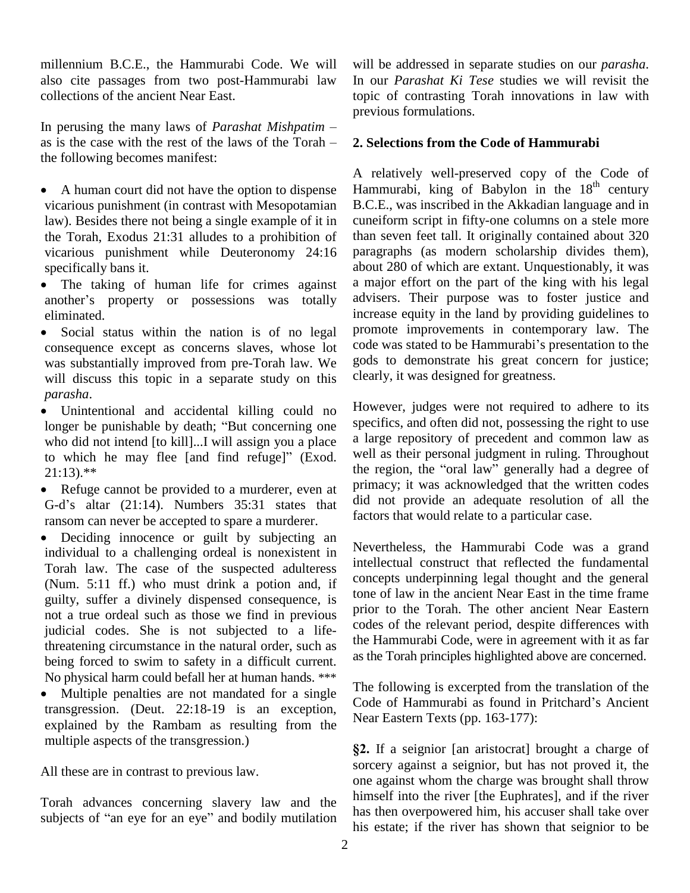millennium B.C.E., the Hammurabi Code. We will also cite passages from two post-Hammurabi law collections of the ancient Near East.

In perusing the many laws of *Parashat Mishpatim* – as is the case with the rest of the laws of the Torah – the following becomes manifest:

- A human court did not have the option to dispense vicarious punishment (in contrast with Mesopotamian law). Besides there not being a single example of it in the Torah, Exodus 21:31 alludes to a prohibition of vicarious punishment while Deuteronomy 24:16 specifically bans it.
- The taking of human life for crimes against another's property or possessions was totally eliminated.
- Social status within the nation is of no legal consequence except as concerns slaves, whose lot was substantially improved from pre-Torah law. We will discuss this topic in a separate study on this *parasha*.
- Unintentional and accidental killing could no longer be punishable by death; "But concerning one who did not intend [to kill]...I will assign you a place to which he may flee [and find refuge]" (Exod. 21:13).**
- Refuge cannot be provided to a murderer, even at G-d's altar (21:14). Numbers 35:31 states that ransom can never be accepted to spare a murderer.
- Deciding innocence or guilt by subjecting an individual to a challenging ordeal is nonexistent in Torah law. The case of the suspected adulteress (Num. 5:11 ff.) who must drink a potion and, if guilty, suffer a divinely dispensed consequence, is not a true ordeal such as those we find in previous judicial codes. She is not subjected to a life-threatening circumstance in the natural order, such as being forced to swim to safety in a difficult current. No physical harm could befall her at human hands. ***
- Multiple penalties are not mandated for a single transgression. (Deut. 22:18-19 is an exception, explained by the Rambam as resulting from the multiple aspects of the transgression.)

All these are in contrast to previous law.

Torah advances concerning slavery law and the subjects of "an eye for an eye" and bodily mutilation will be addressed in separate studies on our *parasha*. In our *Parashat Ki Tese* studies we will revisit the topic of contrasting Torah innovations in law with previous formulations.

## 2. Selections from the Code of Hammurabi

A relatively well-preserved copy of the Code of Hammurabi, king of Babylon in the 18th century B.C.E., was inscribed in the Akkadian language and in cuneiform script in fifty-one columns on a stele more than seven feet tall. It originally contained about 320 paragraphs (as modern scholarship divides them), about 280 of which are extant. Unquestionably, it was a major effort on the part of the king with his legal advisers. Their purpose was to foster justice and increase equity in the land by providing guidelines to promote improvements in contemporary law. The code was stated to be Hammurabi's presentation to the gods to demonstrate his great concern for justice; clearly, it was designed for greatness.

However, judges were not required to adhere to its specifics, and often did not, possessing the right to use a large repository of precedent and common law as well as their personal judgment in ruling. Throughout the region, the "oral law" generally had a degree of primacy; it was acknowledged that the written codes did not provide an adequate resolution of all the factors that would relate to a particular case.

Nevertheless, the Hammurabi Code was a grand intellectual construct that reflected the fundamental concepts underpinning legal thought and the general tone of law in the ancient Near East in the time frame prior to the Torah. The other ancient Near Eastern codes of the relevant period, despite differences with the Hammurabi Code, were in agreement with it as far as the Torah principles highlighted above are concerned.

The following is excerpted from the translation of the Code of Hammurabi as found in Pritchard's Ancient Near Eastern Texts (pp. 163-177):

**§2.** If a seignior [an aristocrat] brought a charge of sorcery against a seignior, but has not proved it, the one against whom the charge was brought shall throw himself into the river [the Euphrates], and if the river has then overpowered him, his accuser shall take over his estate; if the river has shown that seignior to be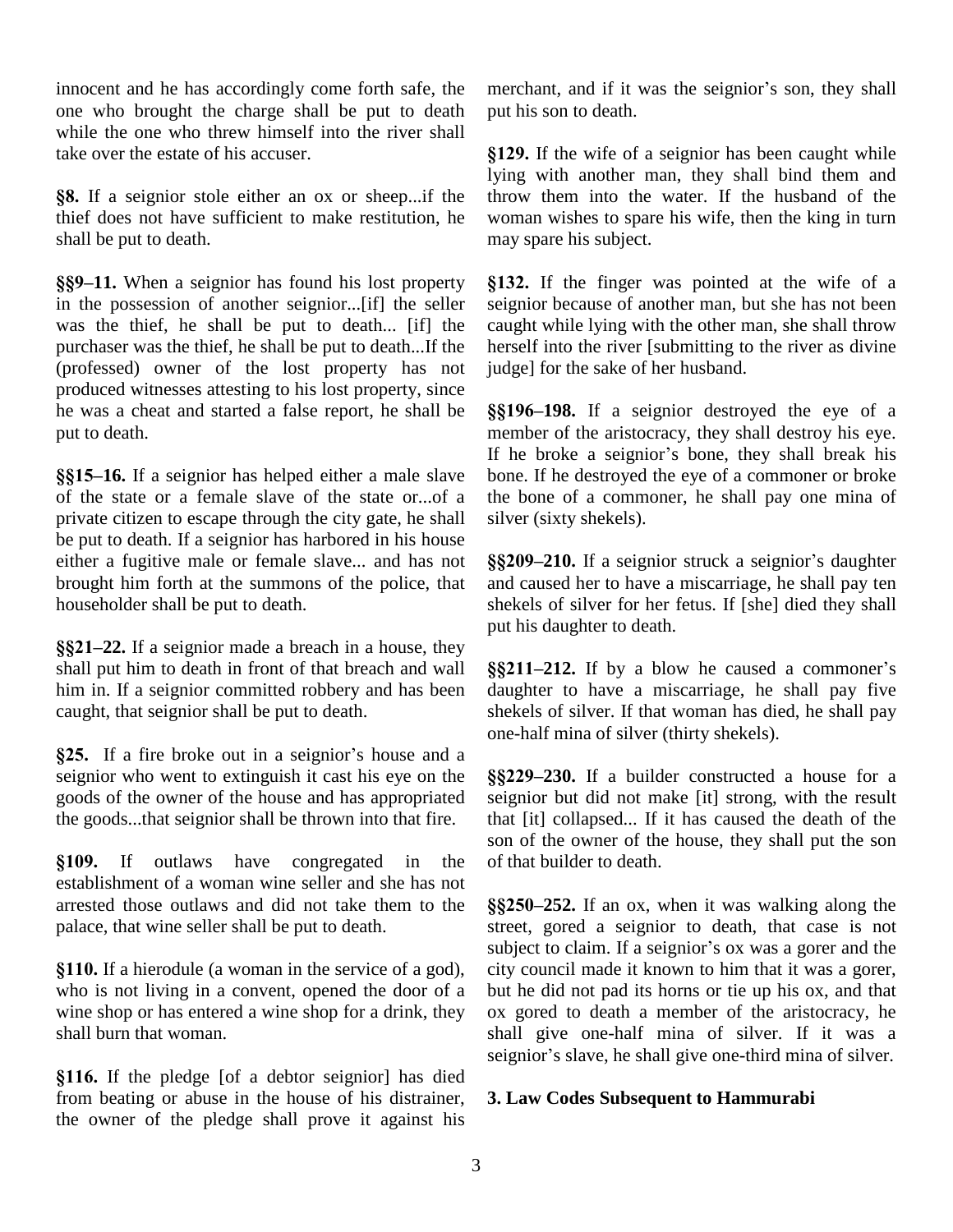innocent and he has accordingly come forth safe, the one who brought the charge shall be put to death while the one who threw himself into the river shall take over the estate of his accuser.

**§8.** If a seignior stole either an ox or sheep...if the thief does not have sufficient to make restitution, he shall be put to death.

**§§9–11.** When a seignior has found his lost property in the possession of another seignior...[if] the seller was the thief, he shall be put to death... [if] the purchaser was the thief, he shall be put to death...If the (professed) owner of the lost property has not produced witnesses attesting to his lost property, since he was a cheat and started a false report, he shall be put to death.

**§§15–16.** If a seignior has helped either a male slave of the state or a female slave of the state or...of a private citizen to escape through the city gate, he shall be put to death. If a seignior has harbored in his house either a fugitive male or female slave... and has not brought him forth at the summons of the police, that householder shall be put to death.

**§§21–22.** If a seignior made a breach in a house, they shall put him to death in front of that breach and wall him in. If a seignior committed robbery and has been caught, that seignior shall be put to death.

**§25.** If a fire broke out in a seignior's house and a seignior who went to extinguish it cast his eye on the goods of the owner of the house and has appropriated the goods...that seignior shall be thrown into that fire.

**§109.** If outlaws have congregated in the establishment of a woman wine seller and she has not arrested those outlaws and did not take them to the palace, that wine seller shall be put to death.

**§110.** If a hierodule (a woman in the service of a god), who is not living in a convent, opened the door of a wine shop or has entered a wine shop for a drink, they shall burn that woman.

**§116.** If the pledge [of a debtor seignior] has died from beating or abuse in the house of his distrainer, the owner of the pledge shall prove it against his merchant, and if it was the seignior's son, they shall put his son to death.

**§129.** If the wife of a seignior has been caught while lying with another man, they shall bind them and throw them into the water. If the husband of the woman wishes to spare his wife, then the king in turn may spare his subject.

**§132.** If the finger was pointed at the wife of a seignior because of another man, but she has not been caught while lying with the other man, she shall throw herself into the river [submitting to the river as divine judge] for the sake of her husband.

**§§196–198.** If a seignior destroyed the eye of a member of the aristocracy, they shall destroy his eye. If he broke a seignior's bone, they shall break his bone. If he destroyed the eye of a commoner or broke the bone of a commoner, he shall pay one mina of silver (sixty shekels).

**§§209–210.** If a seignior struck a seignior's daughter and caused her to have a miscarriage, he shall pay ten shekels of silver for her fetus. If [she] died they shall put his daughter to death.

**§§211–212.** If by a blow he caused a commoner's daughter to have a miscarriage, he shall pay five shekels of silver. If that woman has died, he shall pay one-half mina of silver (thirty shekels).

**§§229–230.** If a builder constructed a house for a seignior but did not make [it] strong, with the result that [it] collapsed... If it has caused the death of the son of the owner of the house, they shall put the son of that builder to death.

**§§250–252.** If an ox, when it was walking along the street, gored a seignior to death, that case is not subject to claim. If a seignior's ox was a gorer and the city council made it known to him that it was a gorer, but he did not pad its horns or tie up his ox, and that ox gored to death a member of the aristocracy, he shall give one-half mina of silver. If it was a seignior's slave, he shall give one-third mina of silver.

### 3. Law Codes Subsequent to Hammurabi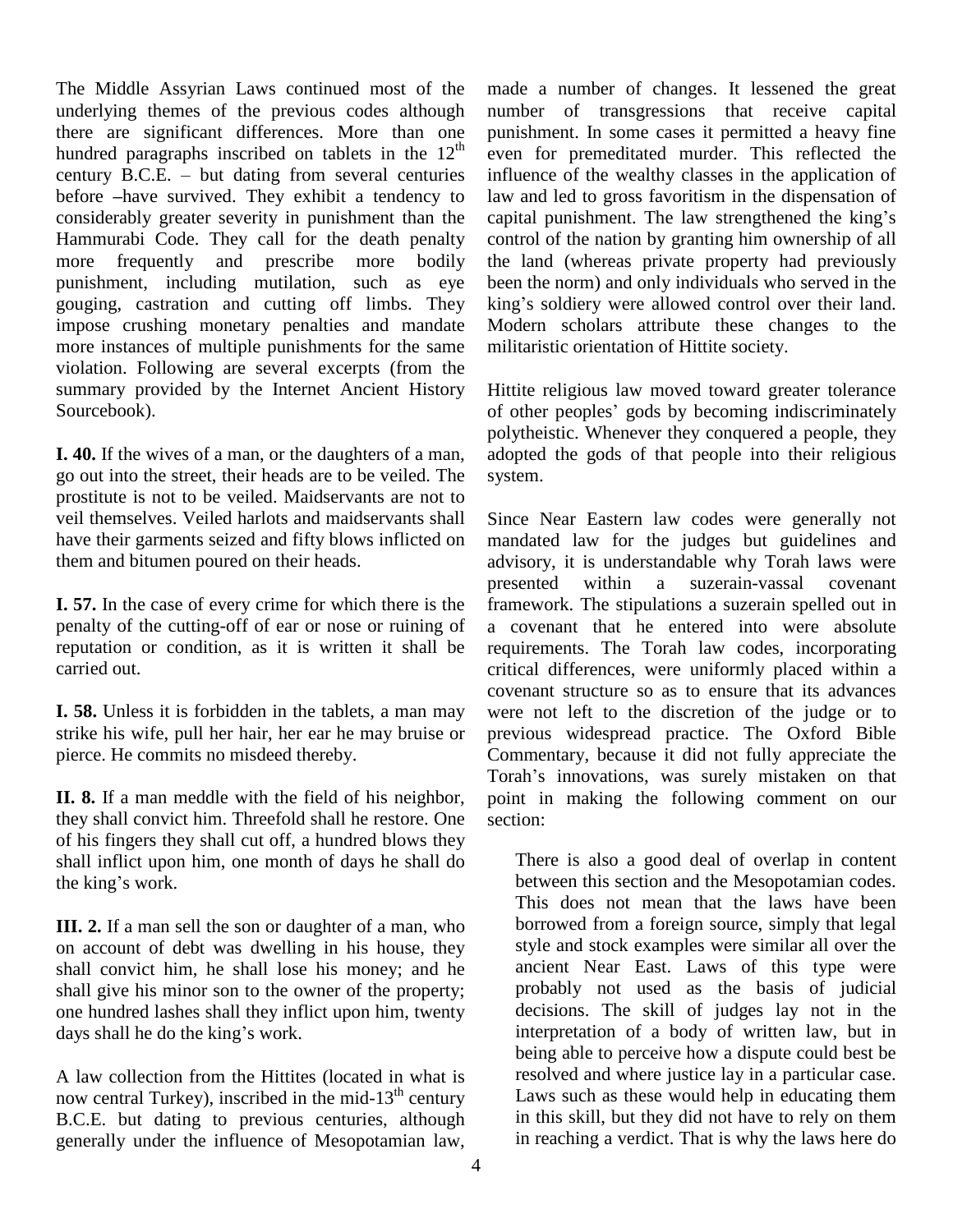The Middle Assyrian Laws continued most of the underlying themes of the previous codes although there are significant differences. More than one hundred paragraphs inscribed on tablets in the 12th century B.C.E. – but dating from several centuries before –have survived. They exhibit a tendency to considerably greater severity in punishment than the Hammurabi Code. They call for the death penalty more frequently and prescribe more bodily punishment, including mutilation, such as eye gouging, castration and cutting off limbs. They impose crushing monetary penalties and mandate more instances of multiple punishments for the same violation. Following are several excerpts (from the summary provided by the Internet Ancient History Sourcebook).

**I. 40.** If the wives of a man, or the daughters of a man, go out into the street, their heads are to be veiled. The prostitute is not to be veiled. Maidservants are not to veil themselves. Veiled harlots and maidservants shall have their garments seized and fifty blows inflicted on them and bitumen poured on their heads.

**I. 57.** In the case of every crime for which there is the penalty of the cutting-off of ear or nose or ruining of reputation or condition, as it is written it shall be carried out.

**I. 58.** Unless it is forbidden in the tablets, a man may strike his wife, pull her hair, her ear he may bruise or pierce. He commits no misdeed thereby.

**II. 8.** If a man meddle with the field of his neighbor, they shall convict him. Threefold shall he restore. One of his fingers they shall cut off, a hundred blows they shall inflict upon him, one month of days he shall do the king's work.

**III. 2.** If a man sell the son or daughter of a man, who on account of debt was dwelling in his house, they shall convict him, he shall lose his money; and he shall give his minor son to the owner of the property; one hundred lashes shall they inflict upon him, twenty days shall he do the king's work.

A law collection from the Hittites (located in what is now central Turkey), inscribed in the mid-13th century B.C.E. but dating to previous centuries, although generally under the influence of Mesopotamian law, made a number of changes. It lessened the great number of transgressions that receive capital punishment. In some cases it permitted a heavy fine even for premeditated murder. This reflected the influence of the wealthy classes in the application of law and led to gross favoritism in the dispensation of capital punishment. The law strengthened the king's control of the nation by granting him ownership of all the land (whereas private property had previously been the norm) and only individuals who served in the king's soldiery were allowed control over their land. Modern scholars attribute these changes to the militaristic orientation of Hittite society.

Hittite religious law moved toward greater tolerance of other peoples' gods by becoming indiscriminately polytheistic. Whenever they conquered a people, they adopted the gods of that people into their religious system.

Since Near Eastern law codes were generally not mandated law for the judges but guidelines and advisory, it is understandable why Torah laws were presented within a suzerain-vassal covenant framework. The stipulations a suzerain spelled out in a covenant that he entered into were absolute requirements. The Torah law codes, incorporating critical differences, were uniformly placed within a covenant structure so as to ensure that its advances were not left to the discretion of the judge or to previous widespread practice. The Oxford Bible Commentary, because it did not fully appreciate the Torah's innovations, was surely mistaken on that point in making the following comment on our section:

> There is also a good deal of overlap in content between this section and the Mesopotamian codes. This does not mean that the laws have been borrowed from a foreign source, simply that legal style and stock examples were similar all over the ancient Near East. Laws of this type were probably not used as the basis of judicial decisions. The skill of judges lay not in the interpretation of a body of written law, but in being able to perceive how a dispute could best be resolved and where justice lay in a particular case. Laws such as these would help in educating them in this skill, but they did not have to rely on them in reaching a verdict. That is why the laws here do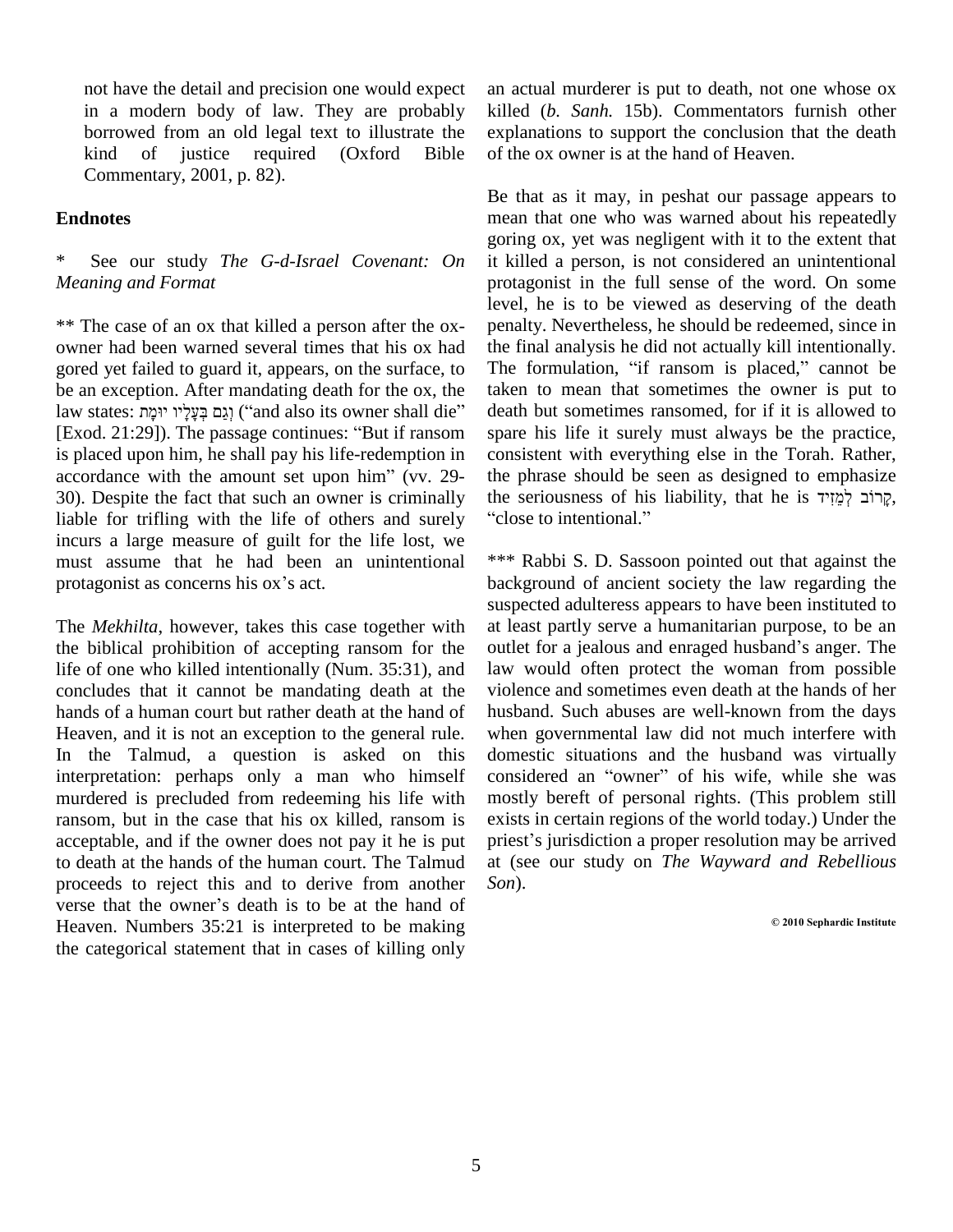not have the detail and precision one would expect in a modern body of law. They are probably borrowed from an old legal text to illustrate the kind of justice required (Oxford Bible Commentary, 2001, p. 82).

## Endnotes

\* See our study *The G-d-Israel Covenant: On Meaning and Format*

\*\* The case of an ox that killed a person after the ox-owner had been warned several times that his ox had gored yet failed to guard it, appears, on the surface, to be an exception. After mandating death for the ox, the law states: וְגַם בְּעָלָיו יוּמָת ("and also its owner shall die" [Exod. 21:29]). The passage continues: "But if ransom is placed upon him, he shall pay his life-redemption in accordance with the amount set upon him" (vv. 29-30). Despite the fact that such an owner is criminally liable for trifling with the life of others and surely incurs a large measure of guilt for the life lost, we must assume that he had been an unintentional protagonist as concerns his ox's act.

The *Mekhilta*, however, takes this case together with the biblical prohibition of accepting ransom for the life of one who killed intentionally (Num. 35:31), and concludes that it cannot be mandating death at the hands of a human court but rather death at the hand of Heaven, and it is not an exception to the general rule. In the Talmud, a question is asked on this interpretation: perhaps only a man who himself murdered is precluded from redeeming his life with ransom, but in the case that his ox killed, ransom is acceptable, and if the owner does not pay it he is put to death at the hands of the human court. The Talmud proceeds to reject this and to derive from another verse that the owner's death is to be at the hand of Heaven. Numbers 35:21 is interpreted to be making the categorical statement that in cases of killing only an actual murderer is put to death, not one whose ox killed (*b. Sanh.* 15b). Commentators furnish other explanations to support the conclusion that the death of the ox owner is at the hand of Heaven.

Be that as it may, in peshat our passage appears to mean that one who was warned about his repeatedly goring ox, yet was negligent with it to the extent that it killed a person, is not considered an unintentional protagonist in the full sense of the word. On some level, he is to be viewed as deserving of the death penalty. Nevertheless, he should be redeemed, since in the final analysis he did not actually kill intentionally. The formulation, "if ransom is placed," cannot be taken to mean that sometimes the owner is put to death but sometimes ransomed, for if it is allowed to spare his life it surely must always be the practice, consistent with everything else in the Torah. Rather, the phrase should be seen as designed to emphasize the seriousness of his liability, that he is קָרוֹב לְמֵזִיד, "close to intentional."

\*\*\* Rabbi S. D. Sassoon pointed out that against the background of ancient society the law regarding the suspected adulteress appears to have been instituted to at least partly serve a humanitarian purpose, to be an outlet for a jealous and enraged husband's anger. The law would often protect the woman from possible violence and sometimes even death at the hands of her husband. Such abuses are well-known from the days when governmental law did not much interfere with domestic situations and the husband was virtually considered an "owner" of his wife, while she was mostly bereft of personal rights. (This problem still exists in certain regions of the world today.) Under the priest's jurisdiction a proper resolution may be arrived at (see our study on *The Wayward and Rebellious Son*).

© 2010 Sephardic Institute